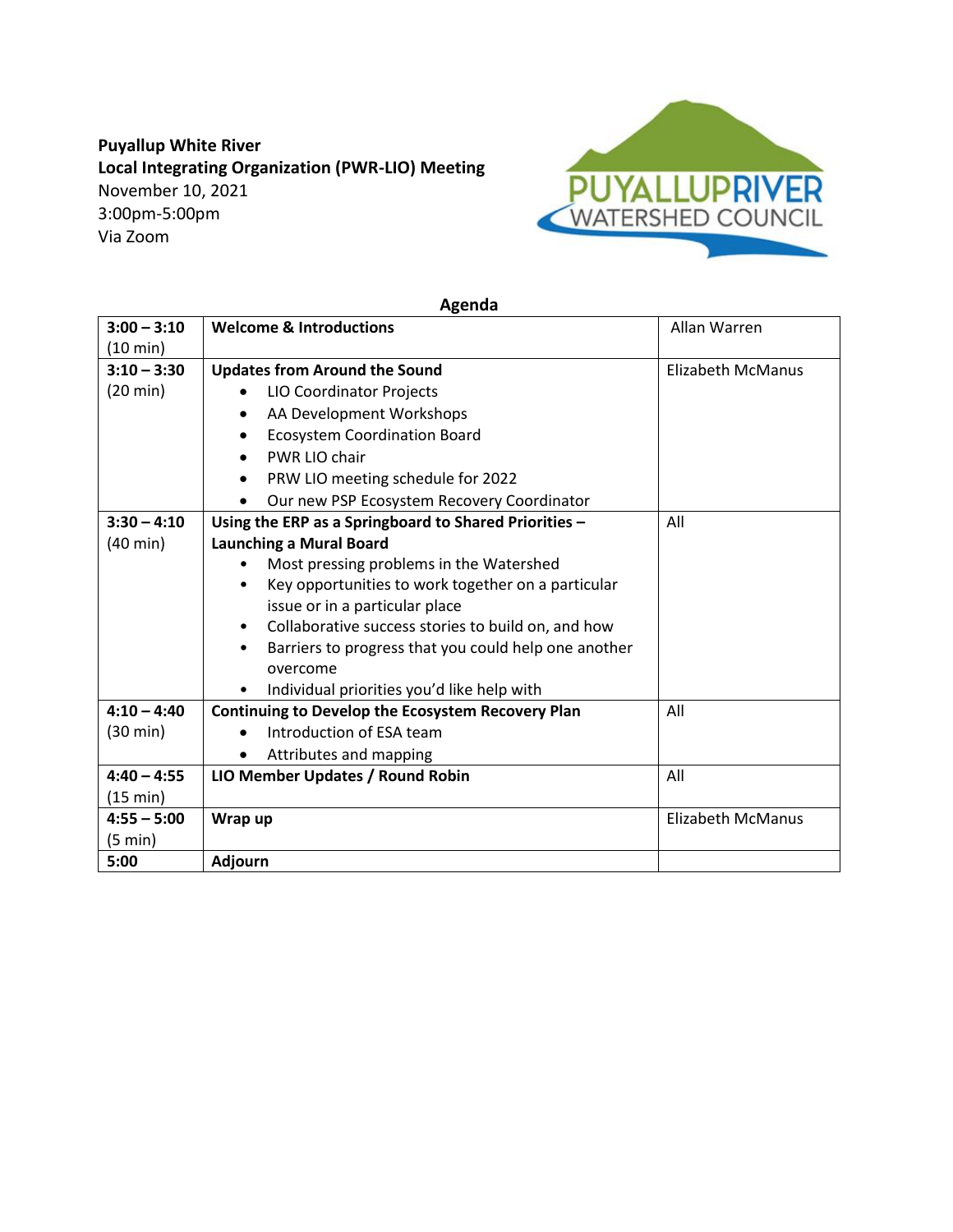**Puyallup White River**
**Local Integrating Organization (PWR-LIO) Meeting**
November 10, 2021
3:00pm-5:00pm
Via Zoom

PUYALLUP RIVER WATERSHED COUNCIL

## Agenda

| Time | Item | Lead |
|---|---|---|
| **3:00 – 3:10** (10 min) | **Welcome & Introductions** | Allan Warren |
| **3:10 – 3:30** (20 min) | **Updates from Around the Sound**<br>• LIO Coordinator Projects<br>• AA Development Workshops<br>• Ecosystem Coordination Board<br>• PWR LIO chair<br>• PRW LIO meeting schedule for 2022<br>• Our new PSP Ecosystem Recovery Coordinator | Elizabeth McManus |
| **3:30 – 4:10** (40 min) | **Using the ERP as a Springboard to Shared Priorities – Launching a Mural Board**<br>• Most pressing problems in the Watershed<br>• Key opportunities to work together on a particular issue or in a particular place<br>• Collaborative success stories to build on, and how<br>• Barriers to progress that you could help one another overcome<br>• Individual priorities you'd like help with | All |
| **4:10 – 4:40** (30 min) | **Continuing to Develop the Ecosystem Recovery Plan**<br>• Introduction of ESA team<br>• Attributes and mapping | All |
| **4:40 – 4:55** (15 min) | **LIO Member Updates / Round Robin** | All |
| **4:55 – 5:00** (5 min) | **Wrap up** | Elizabeth McManus |
| **5:00** | **Adjourn** | |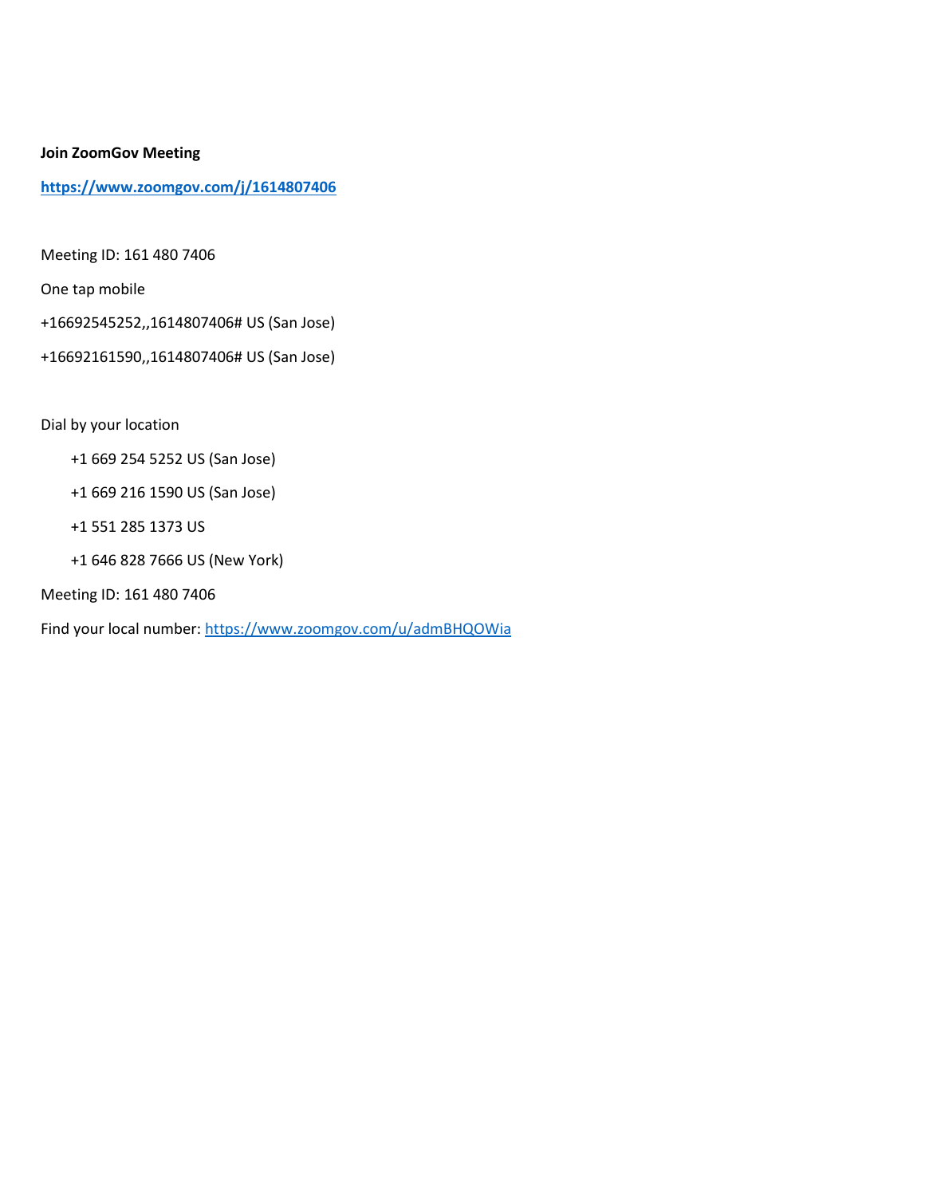**Join ZoomGov Meeting**

**https://www.zoomgov.com/j/1614807406**

Meeting ID: 161 480 7406

One tap mobile

+16692545252,,1614807406# US (San Jose)

+16692161590,,1614807406# US (San Jose)

Dial by your location

+1 669 254 5252 US (San Jose)

+1 669 216 1590 US (San Jose)

+1 551 285 1373 US

+1 646 828 7666 US (New York)

Meeting ID: 161 480 7406

Find your local number: https://www.zoomgov.com/u/admBHQOWia